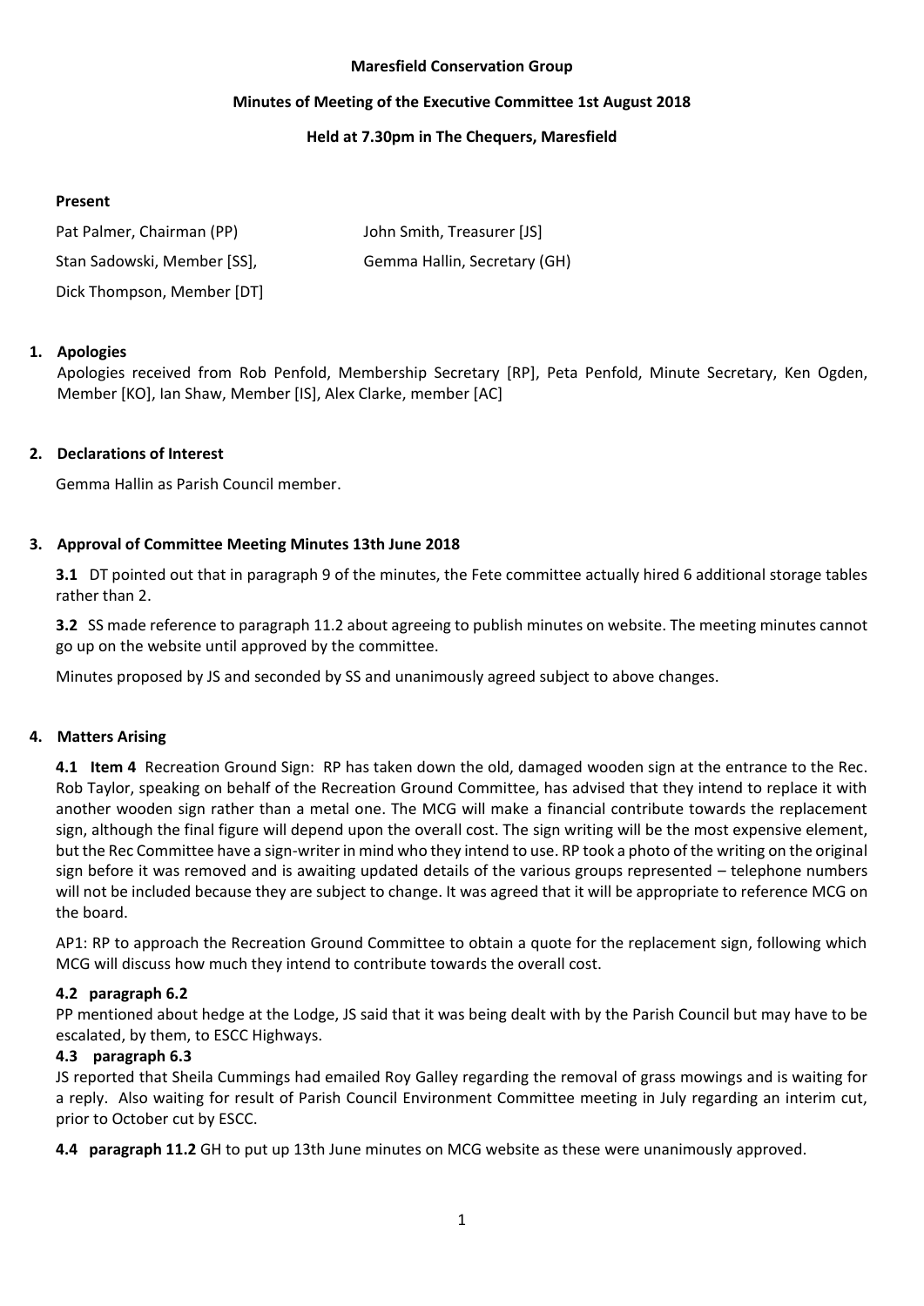**Maresfield Conservation Group**

**Minutes of Meeting of the Executive Committee 1st August 2018**

**Held at 7.30pm in The Chequers, Maresfield**

**Present**

Pat Palmer, Chairman (PP)

John Smith, Treasurer [JS]

Stan Sadowski, Member [SS],

Gemma Hallin, Secretary (GH)

Dick Thompson, Member [DT]

## 1. Apologies

Apologies received from Rob Penfold, Membership Secretary [RP], Peta Penfold, Minute Secretary, Ken Ogden, Member [KO], Ian Shaw, Member [IS], Alex Clarke, member [AC]

## 2. Declarations of Interest

Gemma Hallin as Parish Council member.

## 3. Approval of Committee Meeting Minutes 13th June 2018

**3.1** DT pointed out that in paragraph 9 of the minutes, the Fete committee actually hired 6 additional storage tables rather than 2.

**3.2** SS made reference to paragraph 11.2 about agreeing to publish minutes on website. The meeting minutes cannot go up on the website until approved by the committee.

Minutes proposed by JS and seconded by SS and unanimously agreed subject to above changes.

## 4. Matters Arising

**4.1 Item 4** Recreation Ground Sign: RP has taken down the old, damaged wooden sign at the entrance to the Rec. Rob Taylor, speaking on behalf of the Recreation Ground Committee, has advised that they intend to replace it with another wooden sign rather than a metal one. The MCG will make a financial contribute towards the replacement sign, although the final figure will depend upon the overall cost. The sign writing will be the most expensive element, but the Rec Committee have a sign-writer in mind who they intend to use. RP took a photo of the writing on the original sign before it was removed and is awaiting updated details of the various groups represented – telephone numbers will not be included because they are subject to change. It was agreed that it will be appropriate to reference MCG on the board.

AP1: RP to approach the Recreation Ground Committee to obtain a quote for the replacement sign, following which MCG will discuss how much they intend to contribute towards the overall cost.

**4.2 paragraph 6.2**

PP mentioned about hedge at the Lodge, JS said that it was being dealt with by the Parish Council but may have to be escalated, by them, to ESCC Highways.

**4.3 paragraph 6.3**

JS reported that Sheila Cummings had emailed Roy Galley regarding the removal of grass mowings and is waiting for a reply. Also waiting for result of Parish Council Environment Committee meeting in July regarding an interim cut, prior to October cut by ESCC.

**4.4 paragraph 11.2** GH to put up 13th June minutes on MCG website as these were unanimously approved.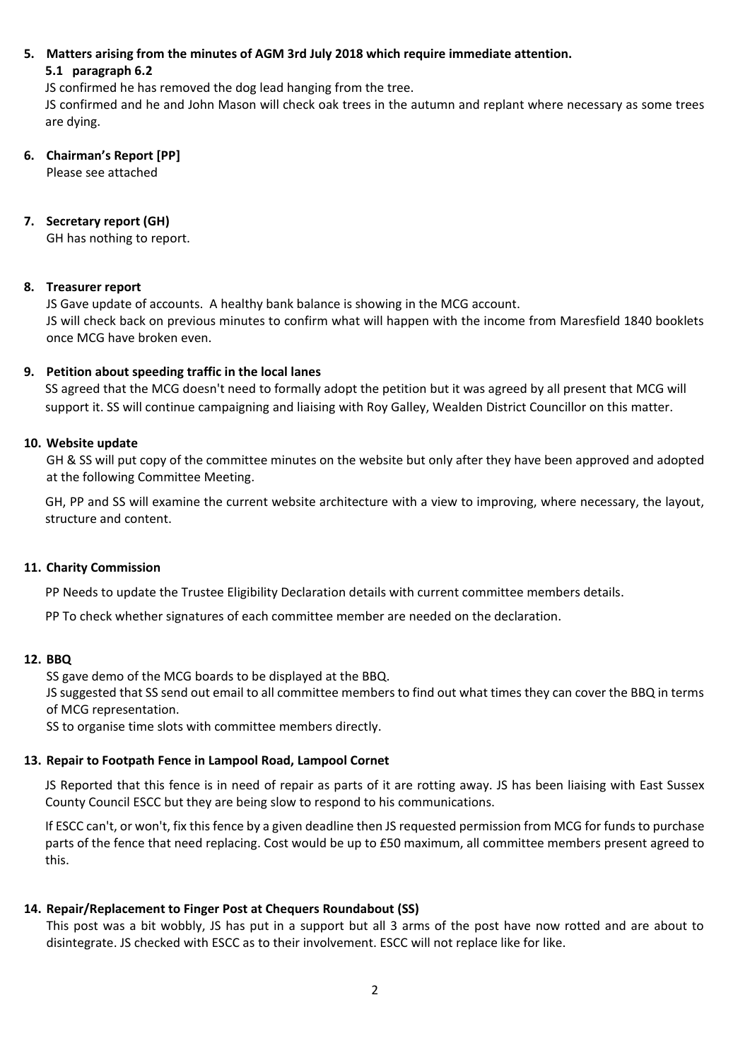## 5. Matters arising from the minutes of AGM 3rd July 2018 which require immediate attention.

### 5.1 paragraph 6.2

JS confirmed he has removed the dog lead hanging from the tree.

JS confirmed and he and John Mason will check oak trees in the autumn and replant where necessary as some trees are dying.

## 6. Chairman's Report [PP]

Please see attached

## 7. Secretary report (GH)

GH has nothing to report.

## 8. Treasurer report

JS Gave update of accounts. A healthy bank balance is showing in the MCG account.

JS will check back on previous minutes to confirm what will happen with the income from Maresfield 1840 booklets once MCG have broken even.

## 9. Petition about speeding traffic in the local lanes

SS agreed that the MCG doesn't need to formally adopt the petition but it was agreed by all present that MCG will support it. SS will continue campaigning and liaising with Roy Galley, Wealden District Councillor on this matter.

## 10. Website update

GH & SS will put copy of the committee minutes on the website but only after they have been approved and adopted at the following Committee Meeting.

GH, PP and SS will examine the current website architecture with a view to improving, where necessary, the layout, structure and content.

## 11. Charity Commission

PP Needs to update the Trustee Eligibility Declaration details with current committee members details.

PP To check whether signatures of each committee member are needed on the declaration.

## 12. BBQ

SS gave demo of the MCG boards to be displayed at the BBQ.

JS suggested that SS send out email to all committee members to find out what times they can cover the BBQ in terms of MCG representation.

SS to organise time slots with committee members directly.

## 13. Repair to Footpath Fence in Lampool Road, Lampool Cornet

JS Reported that this fence is in need of repair as parts of it are rotting away. JS has been liaising with East Sussex County Council ESCC but they are being slow to respond to his communications.

If ESCC can't, or won't, fix this fence by a given deadline then JS requested permission from MCG for funds to purchase parts of the fence that need replacing. Cost would be up to £50 maximum, all committee members present agreed to this.

## 14. Repair/Replacement to Finger Post at Chequers Roundabout (SS)

This post was a bit wobbly, JS has put in a support but all 3 arms of the post have now rotted and are about to disintegrate. JS checked with ESCC as to their involvement. ESCC will not replace like for like.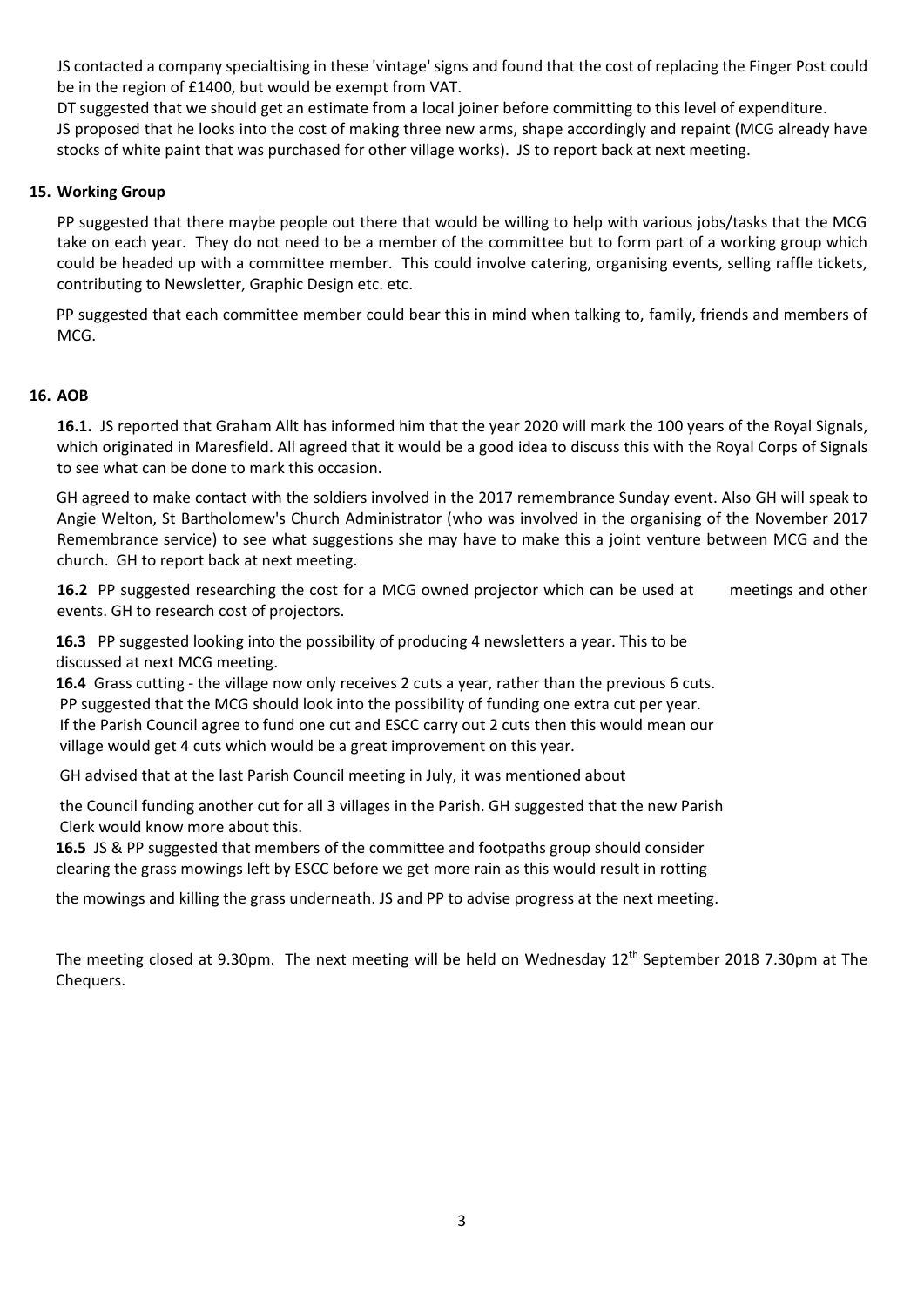JS contacted a company specialtising in these 'vintage' signs and found that the cost of replacing the Finger Post could be in the region of £1400, but would be exempt from VAT.

DT suggested that we should get an estimate from a local joiner before committing to this level of expenditure.

JS proposed that he looks into the cost of making three new arms, shape accordingly and repaint (MCG already have stocks of white paint that was purchased for other village works). JS to report back at next meeting.

**15. Working Group**

PP suggested that there maybe people out there that would be willing to help with various jobs/tasks that the MCG take on each year. They do not need to be a member of the committee but to form part of a working group which could be headed up with a committee member. This could involve catering, organising events, selling raffle tickets, contributing to Newsletter, Graphic Design etc. etc.

PP suggested that each committee member could bear this in mind when talking to, family, friends and members of MCG.

**16. AOB**

**16.1.** JS reported that Graham Allt has informed him that the year 2020 will mark the 100 years of the Royal Signals, which originated in Maresfield. All agreed that it would be a good idea to discuss this with the Royal Corps of Signals to see what can be done to mark this occasion.

GH agreed to make contact with the soldiers involved in the 2017 remembrance Sunday event. Also GH will speak to Angie Welton, St Bartholomew's Church Administrator (who was involved in the organising of the November 2017 Remembrance service) to see what suggestions she may have to make this a joint venture between MCG and the church. GH to report back at next meeting.

**16.2** PP suggested researching the cost for a MCG owned projector which can be used at meetings and other events. GH to research cost of projectors.

**16.3** PP suggested looking into the possibility of producing 4 newsletters a year. This to be discussed at next MCG meeting.

**16.4** Grass cutting - the village now only receives 2 cuts a year, rather than the previous 6 cuts. PP suggested that the MCG should look into the possibility of funding one extra cut per year. If the Parish Council agree to fund one cut and ESCC carry out 2 cuts then this would mean our village would get 4 cuts which would be a great improvement on this year.

GH advised that at the last Parish Council meeting in July, it was mentioned about

the Council funding another cut for all 3 villages in the Parish. GH suggested that the new Parish Clerk would know more about this.

**16.5** JS & PP suggested that members of the committee and footpaths group should consider clearing the grass mowings left by ESCC before we get more rain as this would result in rotting

the mowings and killing the grass underneath. JS and PP to advise progress at the next meeting.

The meeting closed at 9.30pm. The next meeting will be held on Wednesday 12th September 2018 7.30pm at The Chequers.